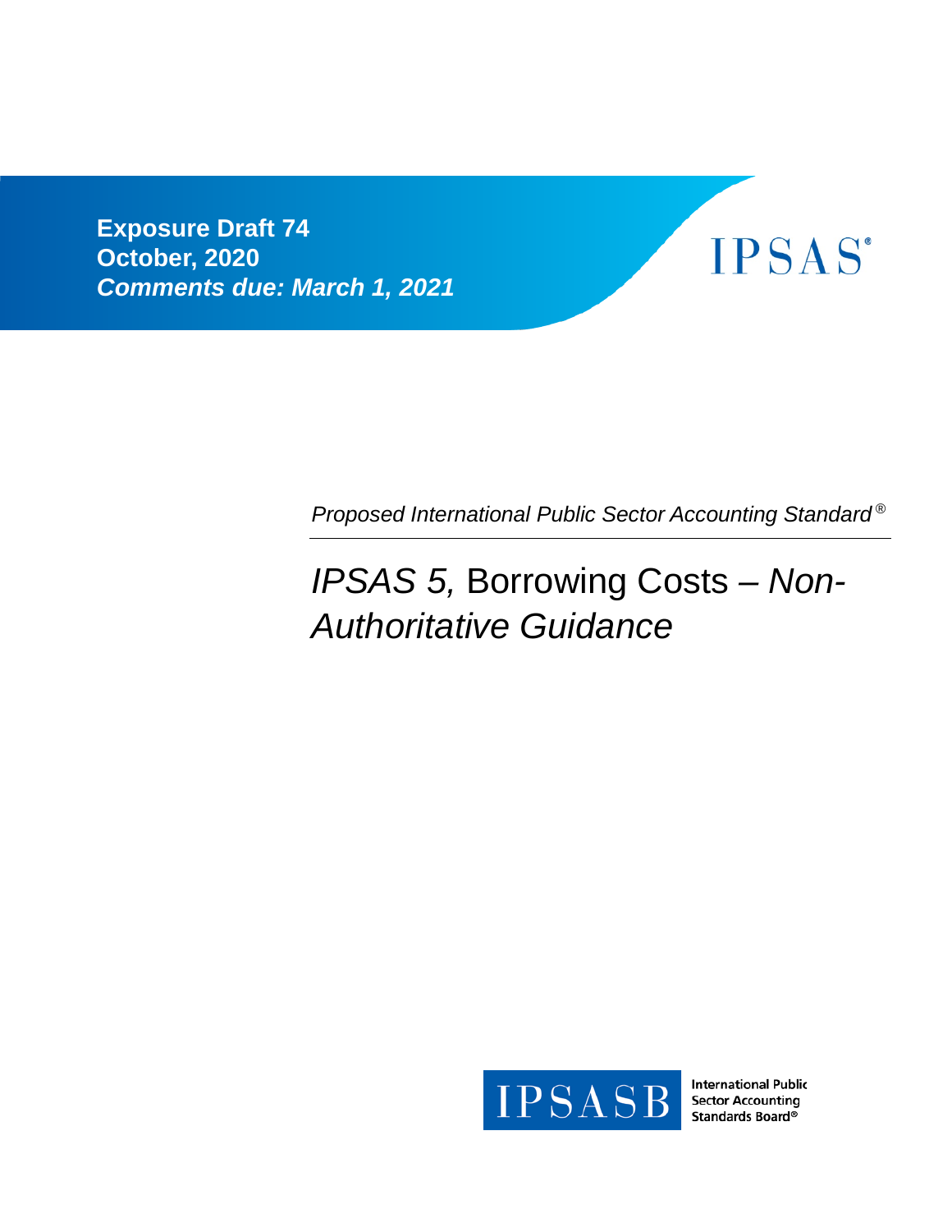**Exposure Draft 74**
**October, 2020**
***Comments due: March 1, 2021***

IPSAS®

*Proposed International Public Sector Accounting Standard®*

# *IPSAS 5,* Borrowing Costs – *Non-Authoritative Guidance*

IPSASB International Public Sector Accounting Standards Board®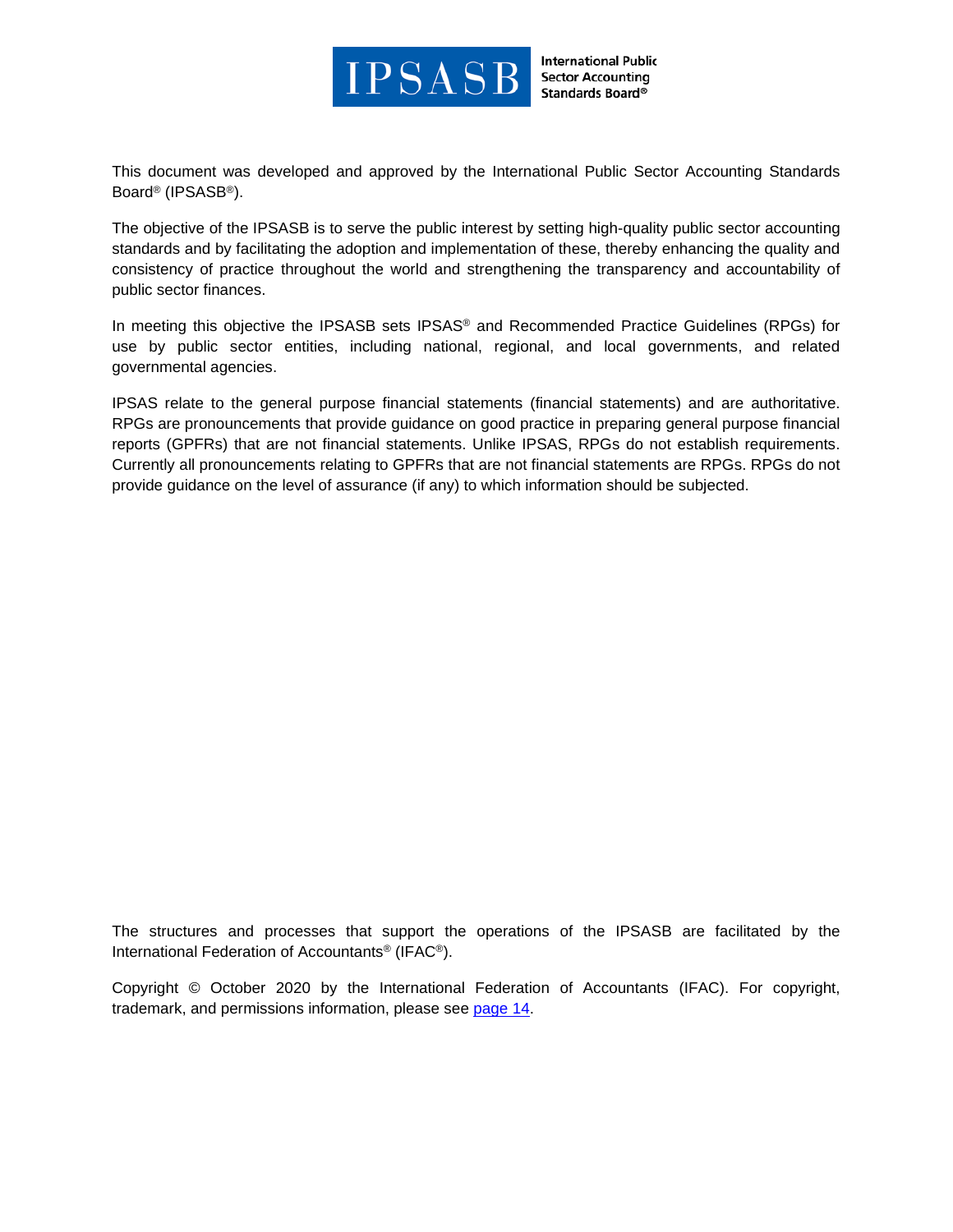This document was developed and approved by the International Public Sector Accounting Standards Board® (IPSASB®).

The objective of the IPSASB is to serve the public interest by setting high-quality public sector accounting standards and by facilitating the adoption and implementation of these, thereby enhancing the quality and consistency of practice throughout the world and strengthening the transparency and accountability of public sector finances.

In meeting this objective the IPSASB sets IPSAS® and Recommended Practice Guidelines (RPGs) for use by public sector entities, including national, regional, and local governments, and related governmental agencies.

IPSAS relate to the general purpose financial statements (financial statements) and are authoritative. RPGs are pronouncements that provide guidance on good practice in preparing general purpose financial reports (GPFRs) that are not financial statements. Unlike IPSAS, RPGs do not establish requirements. Currently all pronouncements relating to GPFRs that are not financial statements are RPGs. RPGs do not provide guidance on the level of assurance (if any) to which information should be subjected.

The structures and processes that support the operations of the IPSASB are facilitated by the International Federation of Accountants® (IFAC®).

Copyright © October 2020 by the International Federation of Accountants (IFAC). For copyright, trademark, and permissions information, please see page 14.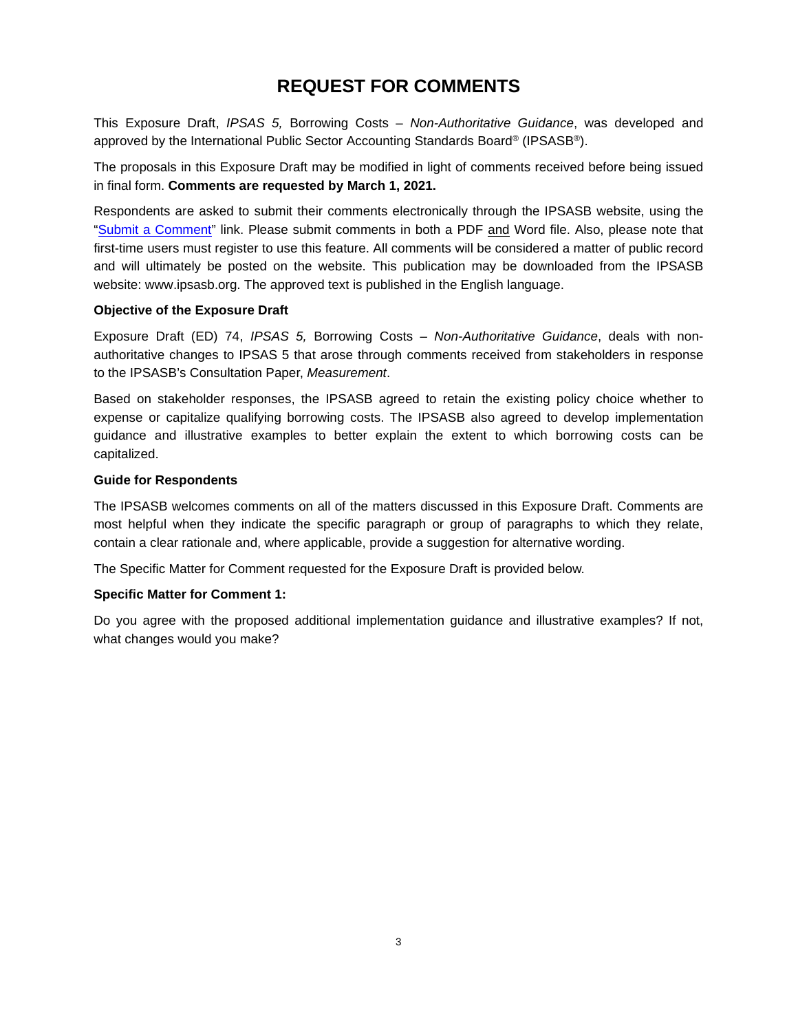# REQUEST FOR COMMENTS

This Exposure Draft, *IPSAS 5,* Borrowing Costs – *Non-Authoritative Guidance*, was developed and approved by the International Public Sector Accounting Standards Board® (IPSASB®).

The proposals in this Exposure Draft may be modified in light of comments received before being issued in final form. **Comments are requested by March 1, 2021.**

Respondents are asked to submit their comments electronically through the IPSASB website, using the "Submit a Comment" link. Please submit comments in both a PDF and Word file. Also, please note that first-time users must register to use this feature. All comments will be considered a matter of public record and will ultimately be posted on the website. This publication may be downloaded from the IPSASB website: www.ipsasb.org. The approved text is published in the English language.

**Objective of the Exposure Draft**

Exposure Draft (ED) 74, *IPSAS 5,* Borrowing Costs – *Non-Authoritative Guidance*, deals with non-authoritative changes to IPSAS 5 that arose through comments received from stakeholders in response to the IPSASB's Consultation Paper, *Measurement*.

Based on stakeholder responses, the IPSASB agreed to retain the existing policy choice whether to expense or capitalize qualifying borrowing costs. The IPSASB also agreed to develop implementation guidance and illustrative examples to better explain the extent to which borrowing costs can be capitalized.

**Guide for Respondents**

The IPSASB welcomes comments on all of the matters discussed in this Exposure Draft. Comments are most helpful when they indicate the specific paragraph or group of paragraphs to which they relate, contain a clear rationale and, where applicable, provide a suggestion for alternative wording.

The Specific Matter for Comment requested for the Exposure Draft is provided below.

**Specific Matter for Comment 1:**

Do you agree with the proposed additional implementation guidance and illustrative examples? If not, what changes would you make?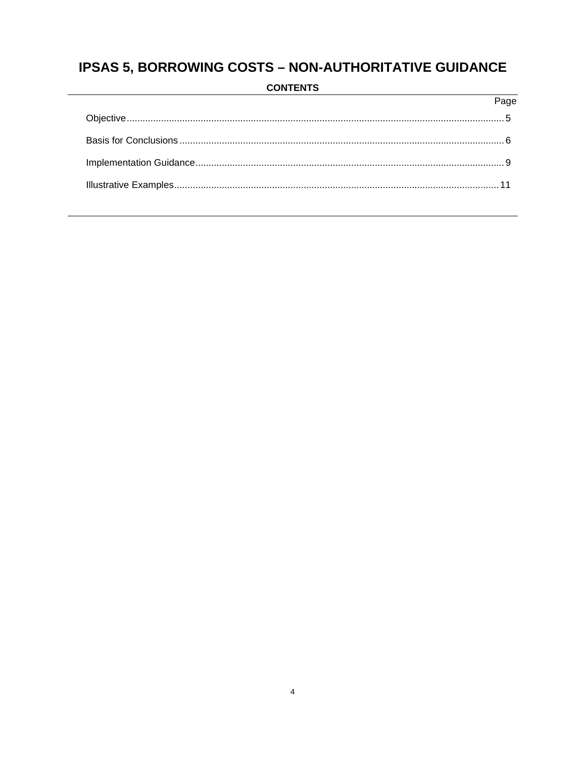# IPSAS 5, BORROWING COSTS – NON-AUTHORITATIVE GUIDANCE

**CONTENTS**

| | Page |
|---|---|
| Objective | 5 |
| Basis for Conclusions | 6 |
| Implementation Guidance | 9 |
| Illustrative Examples | 11 |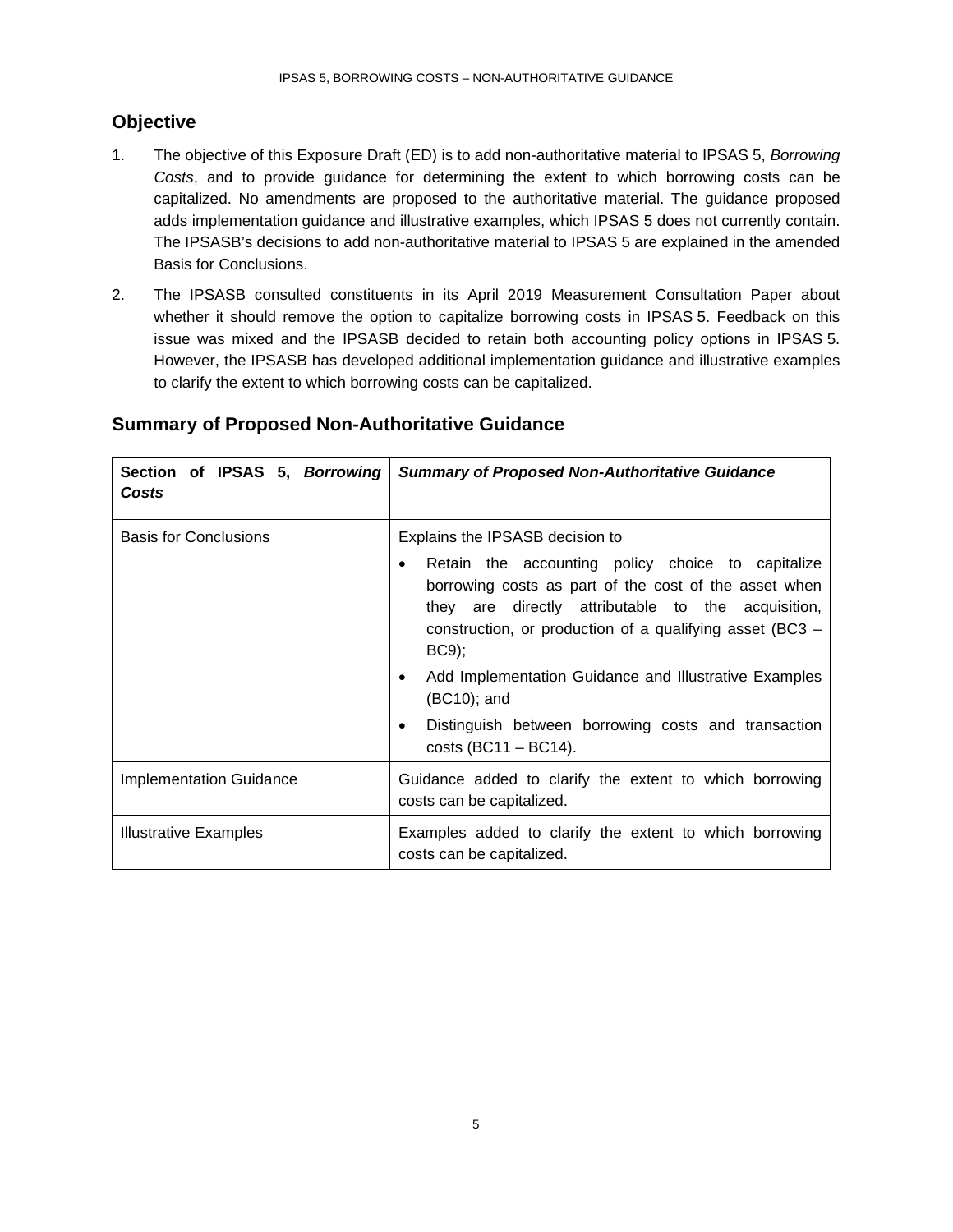## Objective

1. The objective of this Exposure Draft (ED) is to add non-authoritative material to IPSAS 5, *Borrowing Costs*, and to provide guidance for determining the extent to which borrowing costs can be capitalized. No amendments are proposed to the authoritative material. The guidance proposed adds implementation guidance and illustrative examples, which IPSAS 5 does not currently contain. The IPSASB's decisions to add non-authoritative material to IPSAS 5 are explained in the amended Basis for Conclusions.

2. The IPSASB consulted constituents in its April 2019 Measurement Consultation Paper about whether it should remove the option to capitalize borrowing costs in IPSAS 5. Feedback on this issue was mixed and the IPSASB decided to retain both accounting policy options in IPSAS 5. However, the IPSASB has developed additional implementation guidance and illustrative examples to clarify the extent to which borrowing costs can be capitalized.

## Summary of Proposed Non-Authoritative Guidance

| **Section of IPSAS 5, *Borrowing Costs*** | ***Summary of Proposed Non-Authoritative Guidance*** |
| --- | --- |
| Basis for Conclusions | Explains the IPSASB decision to<br>• Retain the accounting policy choice to capitalize borrowing costs as part of the cost of the asset when they are directly attributable to the acquisition, construction, or production of a qualifying asset (BC3 – BC9);<br>• Add Implementation Guidance and Illustrative Examples (BC10); and<br>• Distinguish between borrowing costs and transaction costs (BC11 – BC14). |
| Implementation Guidance | Guidance added to clarify the extent to which borrowing costs can be capitalized. |
| Illustrative Examples | Examples added to clarify the extent to which borrowing costs can be capitalized. |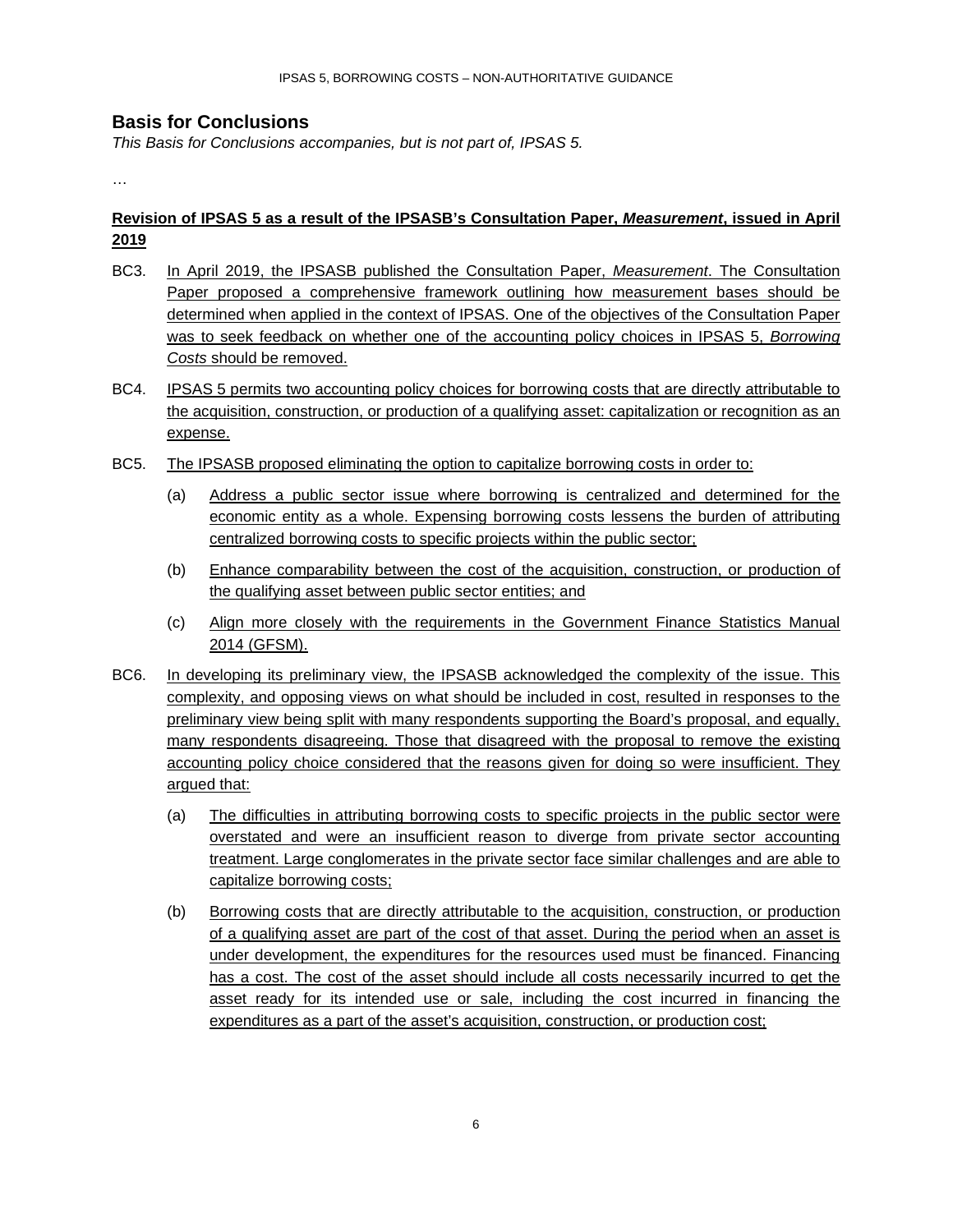## Basis for Conclusions

*This Basis for Conclusions accompanies, but is not part of, IPSAS 5.*

…

**Revision of IPSAS 5 as a result of the IPSASB's Consultation Paper, *Measurement*, issued in April 2019**

BC3. In April 2019, the IPSASB published the Consultation Paper, *Measurement*. The Consultation Paper proposed a comprehensive framework outlining how measurement bases should be determined when applied in the context of IPSAS. One of the objectives of the Consultation Paper was to seek feedback on whether one of the accounting policy choices in IPSAS 5, *Borrowing Costs* should be removed.

BC4. IPSAS 5 permits two accounting policy choices for borrowing costs that are directly attributable to the acquisition, construction, or production of a qualifying asset: capitalization or recognition as an expense.

BC5. The IPSASB proposed eliminating the option to capitalize borrowing costs in order to:

(a) Address a public sector issue where borrowing is centralized and determined for the economic entity as a whole. Expensing borrowing costs lessens the burden of attributing centralized borrowing costs to specific projects within the public sector;

(b) Enhance comparability between the cost of the acquisition, construction, or production of the qualifying asset between public sector entities; and

(c) Align more closely with the requirements in the Government Finance Statistics Manual 2014 (GFSM).

BC6. In developing its preliminary view, the IPSASB acknowledged the complexity of the issue. This complexity, and opposing views on what should be included in cost, resulted in responses to the preliminary view being split with many respondents supporting the Board's proposal, and equally, many respondents disagreeing. Those that disagreed with the proposal to remove the existing accounting policy choice considered that the reasons given for doing so were insufficient. They argued that:

(a) The difficulties in attributing borrowing costs to specific projects in the public sector were overstated and were an insufficient reason to diverge from private sector accounting treatment. Large conglomerates in the private sector face similar challenges and are able to capitalize borrowing costs;

(b) Borrowing costs that are directly attributable to the acquisition, construction, or production of a qualifying asset are part of the cost of that asset. During the period when an asset is under development, the expenditures for the resources used must be financed. Financing has a cost. The cost of the asset should include all costs necessarily incurred to get the asset ready for its intended use or sale, including the cost incurred in financing the expenditures as a part of the asset's acquisition, construction, or production cost;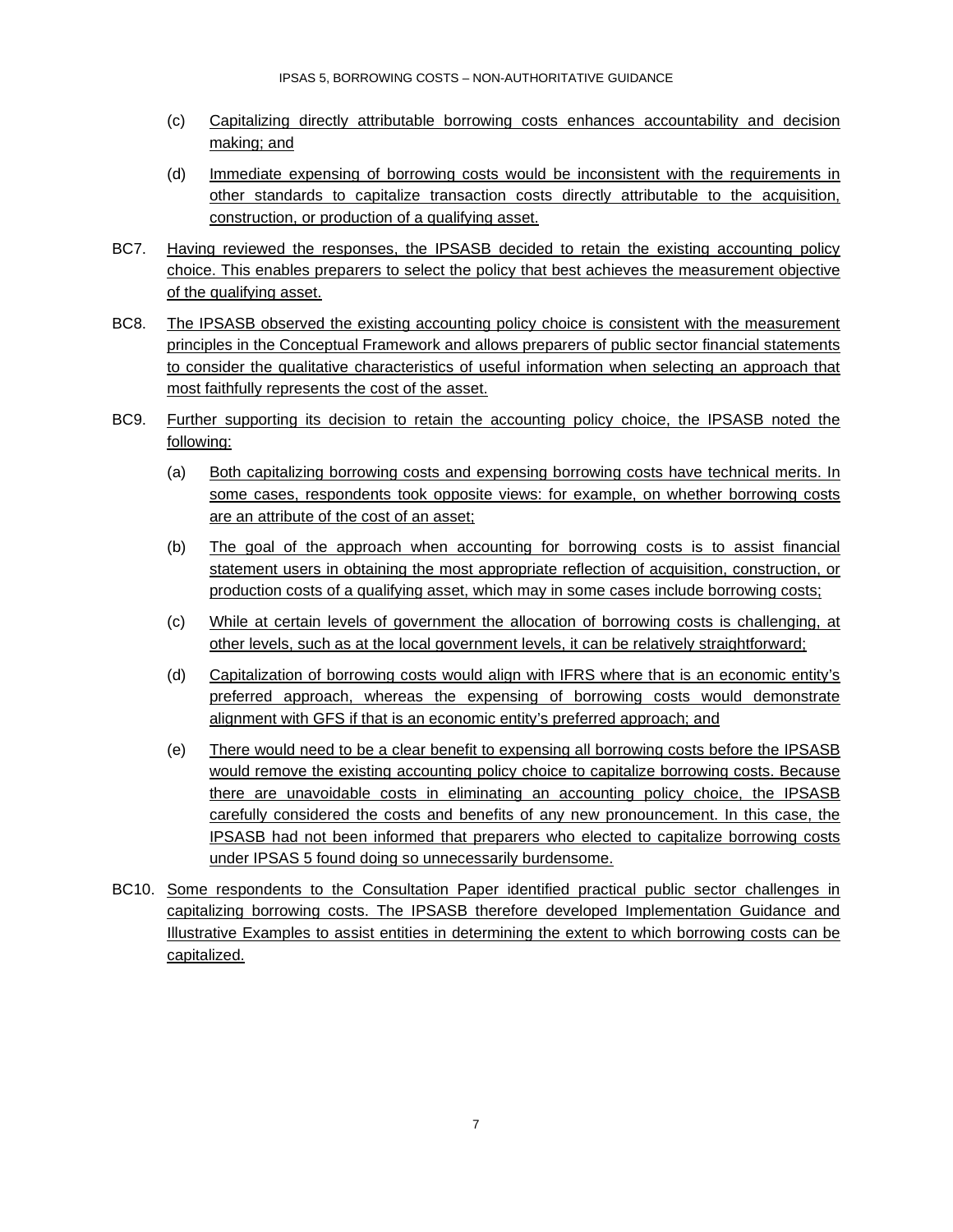(c) Capitalizing directly attributable borrowing costs enhances accountability and decision making; and

(d) Immediate expensing of borrowing costs would be inconsistent with the requirements in other standards to capitalize transaction costs directly attributable to the acquisition, construction, or production of a qualifying asset.

BC7. Having reviewed the responses, the IPSASB decided to retain the existing accounting policy choice. This enables preparers to select the policy that best achieves the measurement objective of the qualifying asset.

BC8. The IPSASB observed the existing accounting policy choice is consistent with the measurement principles in the Conceptual Framework and allows preparers of public sector financial statements to consider the qualitative characteristics of useful information when selecting an approach that most faithfully represents the cost of the asset.

BC9. Further supporting its decision to retain the accounting policy choice, the IPSASB noted the following:

(a) Both capitalizing borrowing costs and expensing borrowing costs have technical merits. In some cases, respondents took opposite views: for example, on whether borrowing costs are an attribute of the cost of an asset;

(b) The goal of the approach when accounting for borrowing costs is to assist financial statement users in obtaining the most appropriate reflection of acquisition, construction, or production costs of a qualifying asset, which may in some cases include borrowing costs;

(c) While at certain levels of government the allocation of borrowing costs is challenging, at other levels, such as at the local government levels, it can be relatively straightforward;

(d) Capitalization of borrowing costs would align with IFRS where that is an economic entity's preferred approach, whereas the expensing of borrowing costs would demonstrate alignment with GFS if that is an economic entity's preferred approach; and

(e) There would need to be a clear benefit to expensing all borrowing costs before the IPSASB would remove the existing accounting policy choice to capitalize borrowing costs. Because there are unavoidable costs in eliminating an accounting policy choice, the IPSASB carefully considered the costs and benefits of any new pronouncement. In this case, the IPSASB had not been informed that preparers who elected to capitalize borrowing costs under IPSAS 5 found doing so unnecessarily burdensome.

BC10. Some respondents to the Consultation Paper identified practical public sector challenges in capitalizing borrowing costs. The IPSASB therefore developed Implementation Guidance and Illustrative Examples to assist entities in determining the extent to which borrowing costs can be capitalized.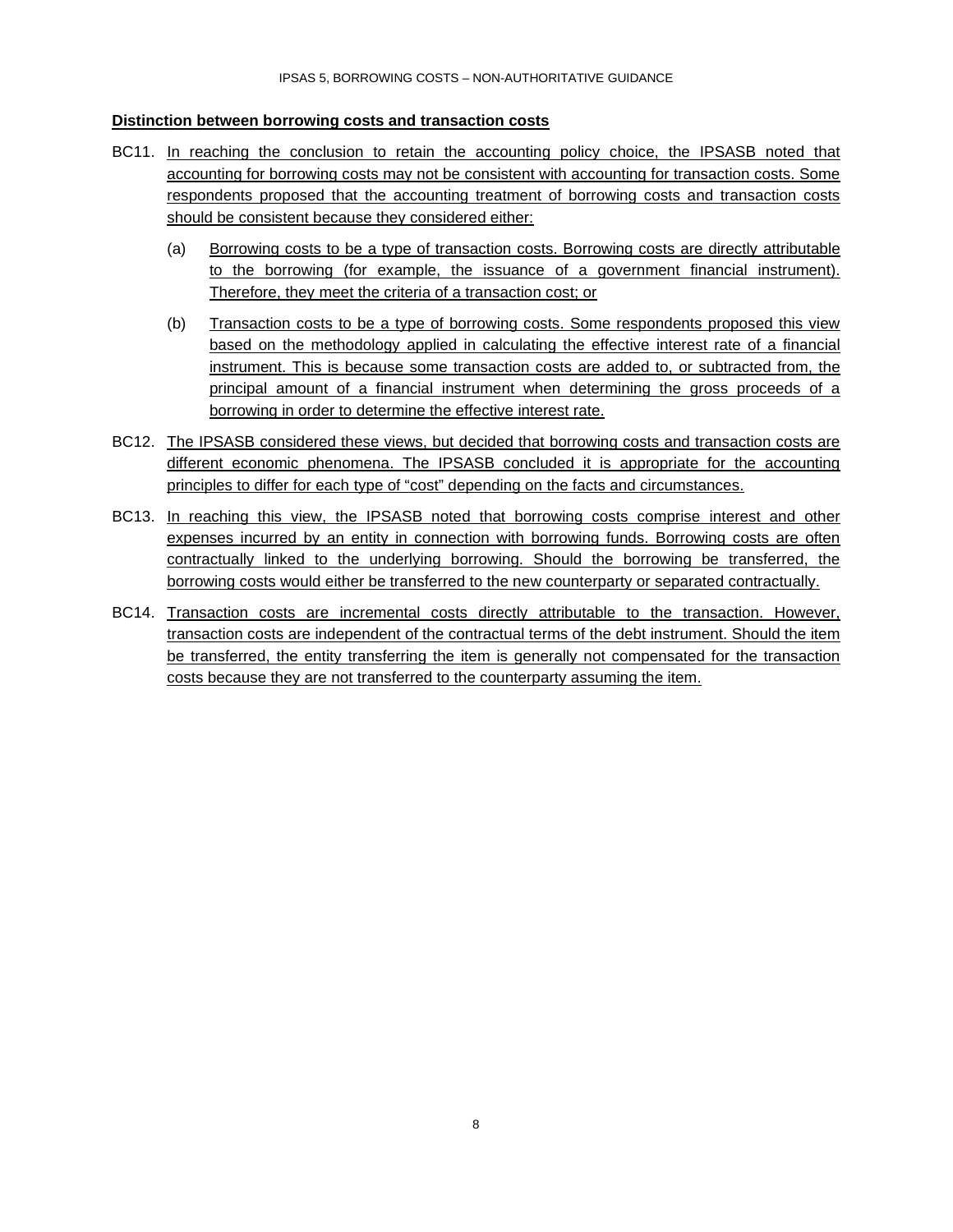### Distinction between borrowing costs and transaction costs

BC11. In reaching the conclusion to retain the accounting policy choice, the IPSASB noted that accounting for borrowing costs may not be consistent with accounting for transaction costs. Some respondents proposed that the accounting treatment of borrowing costs and transaction costs should be consistent because they considered either:

(a) Borrowing costs to be a type of transaction costs. Borrowing costs are directly attributable to the borrowing (for example, the issuance of a government financial instrument). Therefore, they meet the criteria of a transaction cost; or

(b) Transaction costs to be a type of borrowing costs. Some respondents proposed this view based on the methodology applied in calculating the effective interest rate of a financial instrument. This is because some transaction costs are added to, or subtracted from, the principal amount of a financial instrument when determining the gross proceeds of a borrowing in order to determine the effective interest rate.

BC12. The IPSASB considered these views, but decided that borrowing costs and transaction costs are different economic phenomena. The IPSASB concluded it is appropriate for the accounting principles to differ for each type of "cost" depending on the facts and circumstances.

BC13. In reaching this view, the IPSASB noted that borrowing costs comprise interest and other expenses incurred by an entity in connection with borrowing funds. Borrowing costs are often contractually linked to the underlying borrowing. Should the borrowing be transferred, the borrowing costs would either be transferred to the new counterparty or separated contractually.

BC14. Transaction costs are incremental costs directly attributable to the transaction. However, transaction costs are independent of the contractual terms of the debt instrument. Should the item be transferred, the entity transferring the item is generally not compensated for the transaction costs because they are not transferred to the counterparty assuming the item.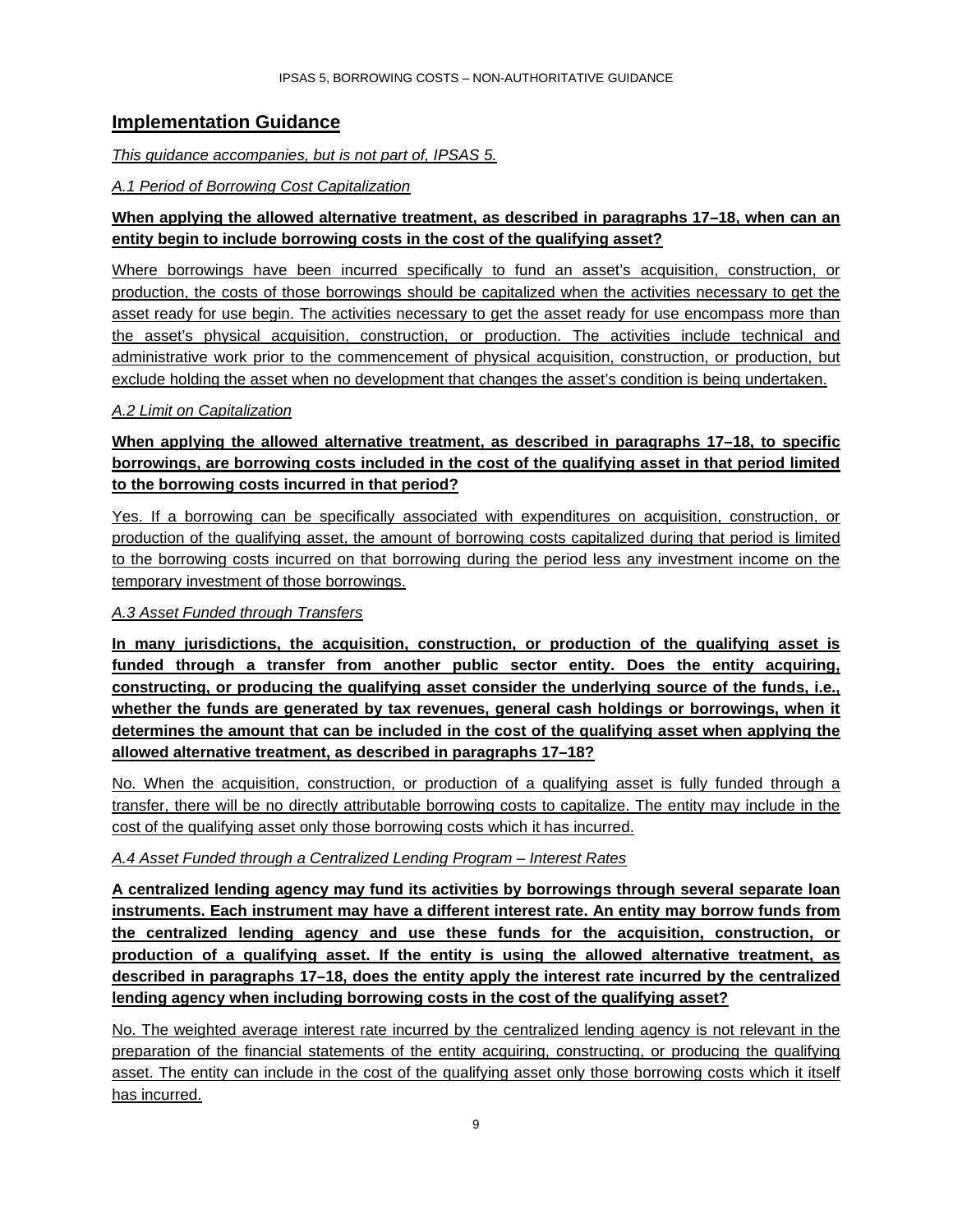## Implementation Guidance

*This guidance accompanies, but is not part of, IPSAS 5.*

*A.1 Period of Borrowing Cost Capitalization*

**When applying the allowed alternative treatment, as described in paragraphs 17–18, when can an entity begin to include borrowing costs in the cost of the qualifying asset?**

Where borrowings have been incurred specifically to fund an asset's acquisition, construction, or production, the costs of those borrowings should be capitalized when the activities necessary to get the asset ready for use begin. The activities necessary to get the asset ready for use encompass more than the asset's physical acquisition, construction, or production. The activities include technical and administrative work prior to the commencement of physical acquisition, construction, or production, but exclude holding the asset when no development that changes the asset's condition is being undertaken.

*A.2 Limit on Capitalization*

**When applying the allowed alternative treatment, as described in paragraphs 17–18, to specific borrowings, are borrowing costs included in the cost of the qualifying asset in that period limited to the borrowing costs incurred in that period?**

Yes. If a borrowing can be specifically associated with expenditures on acquisition, construction, or production of the qualifying asset, the amount of borrowing costs capitalized during that period is limited to the borrowing costs incurred on that borrowing during the period less any investment income on the temporary investment of those borrowings.

*A.3 Asset Funded through Transfers*

**In many jurisdictions, the acquisition, construction, or production of the qualifying asset is funded through a transfer from another public sector entity. Does the entity acquiring, constructing, or producing the qualifying asset consider the underlying source of the funds, i.e., whether the funds are generated by tax revenues, general cash holdings or borrowings, when it determines the amount that can be included in the cost of the qualifying asset when applying the allowed alternative treatment, as described in paragraphs 17–18?**

No. When the acquisition, construction, or production of a qualifying asset is fully funded through a transfer, there will be no directly attributable borrowing costs to capitalize. The entity may include in the cost of the qualifying asset only those borrowing costs which it has incurred.

*A.4 Asset Funded through a Centralized Lending Program – Interest Rates*

**A centralized lending agency may fund its activities by borrowings through several separate loan instruments. Each instrument may have a different interest rate. An entity may borrow funds from the centralized lending agency and use these funds for the acquisition, construction, or production of a qualifying asset. If the entity is using the allowed alternative treatment, as described in paragraphs 17–18, does the entity apply the interest rate incurred by the centralized lending agency when including borrowing costs in the cost of the qualifying asset?**

No. The weighted average interest rate incurred by the centralized lending agency is not relevant in the preparation of the financial statements of the entity acquiring, constructing, or producing the qualifying asset. The entity can include in the cost of the qualifying asset only those borrowing costs which it itself has incurred.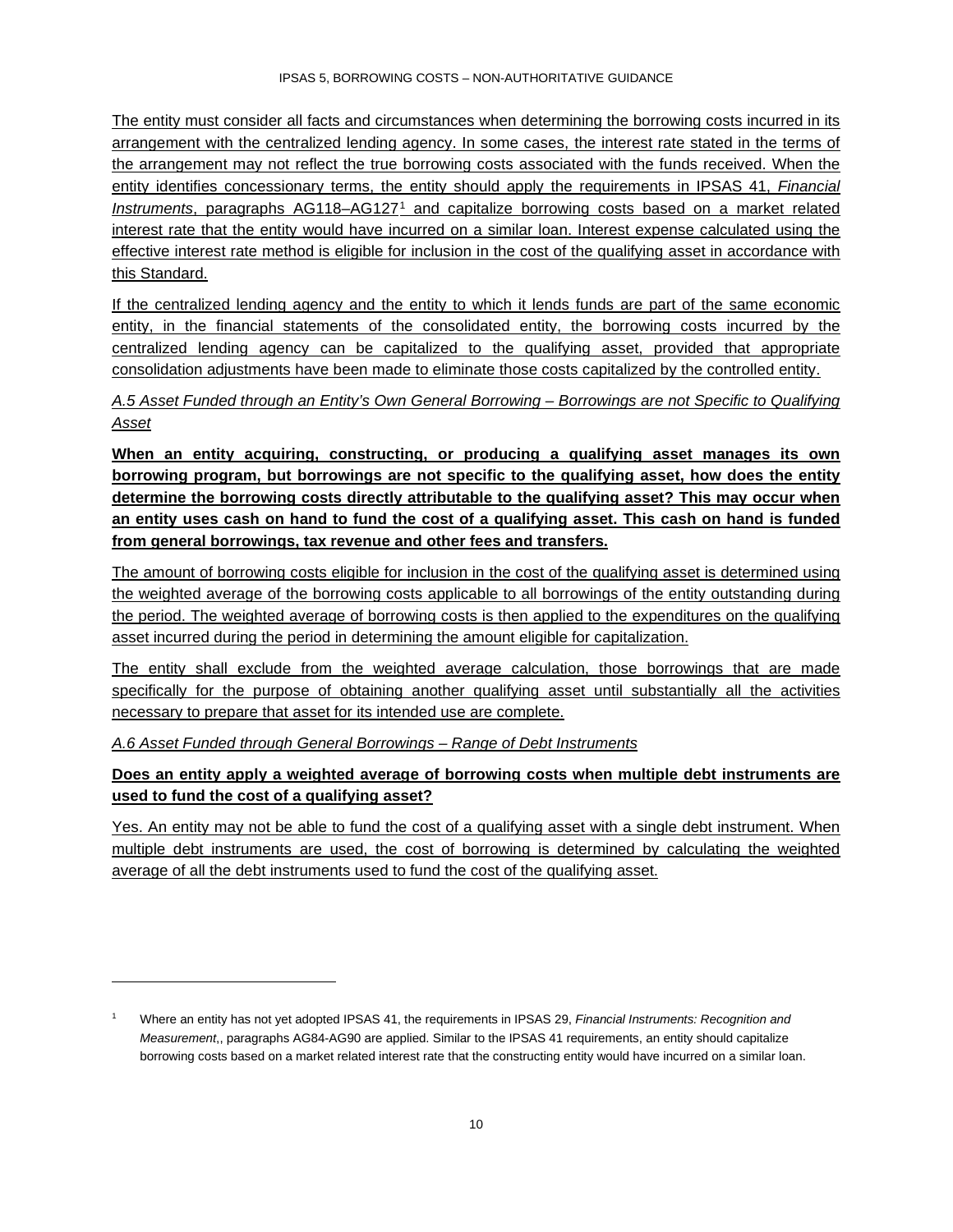The entity must consider all facts and circumstances when determining the borrowing costs incurred in its arrangement with the centralized lending agency. In some cases, the interest rate stated in the terms of the arrangement may not reflect the true borrowing costs associated with the funds received. When the entity identifies concessionary terms, the entity should apply the requirements in IPSAS 41, *Financial Instruments*, paragraphs AG118–AG127[1] and capitalize borrowing costs based on a market related interest rate that the entity would have incurred on a similar loan. Interest expense calculated using the effective interest rate method is eligible for inclusion in the cost of the qualifying asset in accordance with this Standard.

If the centralized lending agency and the entity to which it lends funds are part of the same economic entity, in the financial statements of the consolidated entity, the borrowing costs incurred by the centralized lending agency can be capitalized to the qualifying asset, provided that appropriate consolidation adjustments have been made to eliminate those costs capitalized by the controlled entity.

*A.5 Asset Funded through an Entity's Own General Borrowing – Borrowings are not Specific to Qualifying Asset*

**When an entity acquiring, constructing, or producing a qualifying asset manages its own borrowing program, but borrowings are not specific to the qualifying asset, how does the entity determine the borrowing costs directly attributable to the qualifying asset? This may occur when an entity uses cash on hand to fund the cost of a qualifying asset. This cash on hand is funded from general borrowings, tax revenue and other fees and transfers.**

The amount of borrowing costs eligible for inclusion in the cost of the qualifying asset is determined using the weighted average of the borrowing costs applicable to all borrowings of the entity outstanding during the period. The weighted average of borrowing costs is then applied to the expenditures on the qualifying asset incurred during the period in determining the amount eligible for capitalization.

The entity shall exclude from the weighted average calculation, those borrowings that are made specifically for the purpose of obtaining another qualifying asset until substantially all the activities necessary to prepare that asset for its intended use are complete.

*A.6 Asset Funded through General Borrowings – Range of Debt Instruments*

**Does an entity apply a weighted average of borrowing costs when multiple debt instruments are used to fund the cost of a qualifying asset?**

Yes. An entity may not be able to fund the cost of a qualifying asset with a single debt instrument. When multiple debt instruments are used, the cost of borrowing is determined by calculating the weighted average of all the debt instruments used to fund the cost of the qualifying asset.

---

[1] Where an entity has not yet adopted IPSAS 41, the requirements in IPSAS 29, *Financial Instruments: Recognition and Measurement*,, paragraphs AG84-AG90 are applied. Similar to the IPSAS 41 requirements, an entity should capitalize borrowing costs based on a market related interest rate that the constructing entity would have incurred on a similar loan.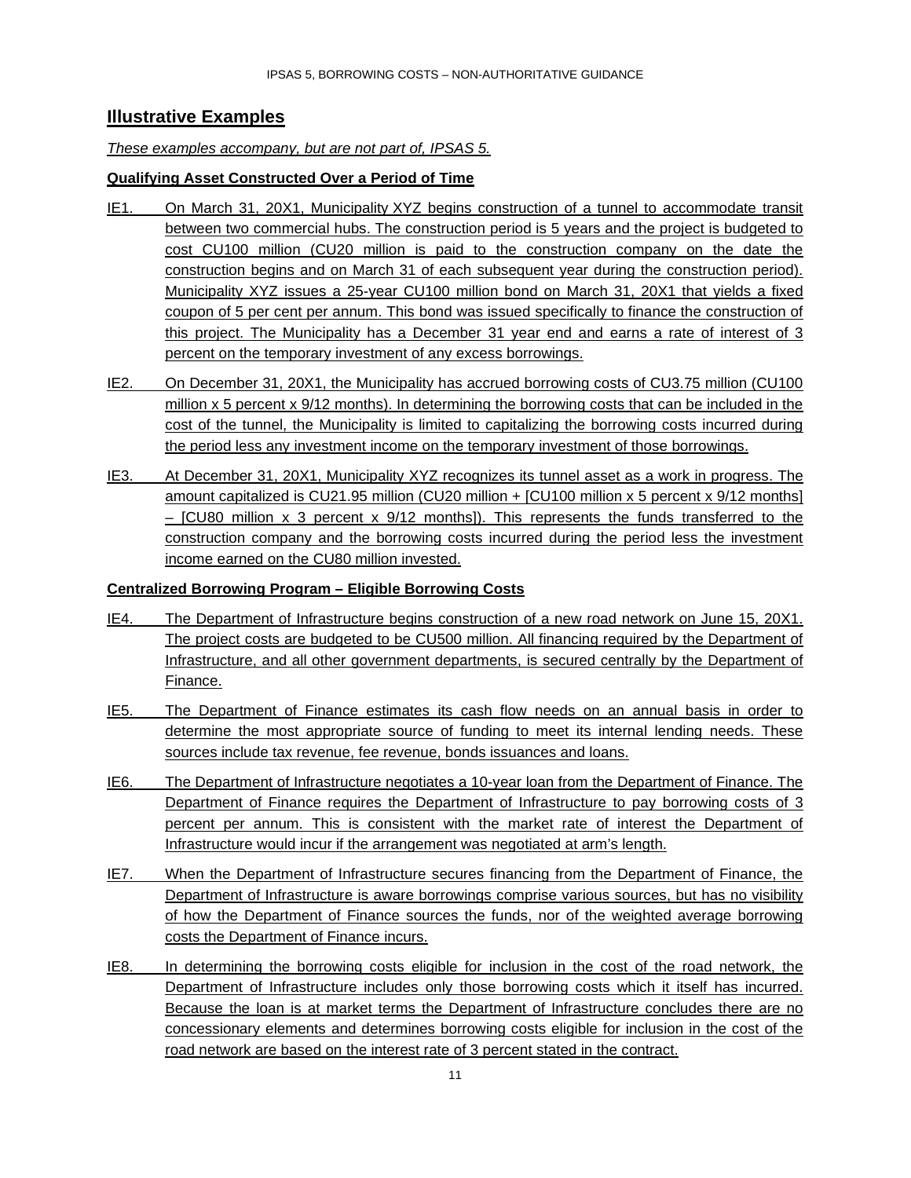## Illustrative Examples

*These examples accompany, but are not part of, IPSAS 5.*

**Qualifying Asset Constructed Over a Period of Time**

IE1. On March 31, 20X1, Municipality XYZ begins construction of a tunnel to accommodate transit between two commercial hubs. The construction period is 5 years and the project is budgeted to cost CU100 million (CU20 million is paid to the construction company on the date the construction begins and on March 31 of each subsequent year during the construction period). Municipality XYZ issues a 25-year CU100 million bond on March 31, 20X1 that yields a fixed coupon of 5 per cent per annum. This bond was issued specifically to finance the construction of this project. The Municipality has a December 31 year end and earns a rate of interest of 3 percent on the temporary investment of any excess borrowings.

IE2. On December 31, 20X1, the Municipality has accrued borrowing costs of CU3.75 million (CU100 million x 5 percent x 9/12 months). In determining the borrowing costs that can be included in the cost of the tunnel, the Municipality is limited to capitalizing the borrowing costs incurred during the period less any investment income on the temporary investment of those borrowings.

IE3. At December 31, 20X1, Municipality XYZ recognizes its tunnel asset as a work in progress. The amount capitalized is CU21.95 million (CU20 million + [CU100 million x 5 percent x 9/12 months] – [CU80 million x 3 percent x 9/12 months]). This represents the funds transferred to the construction company and the borrowing costs incurred during the period less the investment income earned on the CU80 million invested.

**Centralized Borrowing Program – Eligible Borrowing Costs**

IE4. The Department of Infrastructure begins construction of a new road network on June 15, 20X1. The project costs are budgeted to be CU500 million. All financing required by the Department of Infrastructure, and all other government departments, is secured centrally by the Department of Finance.

IE5. The Department of Finance estimates its cash flow needs on an annual basis in order to determine the most appropriate source of funding to meet its internal lending needs. These sources include tax revenue, fee revenue, bonds issuances and loans.

IE6. The Department of Infrastructure negotiates a 10-year loan from the Department of Finance. The Department of Finance requires the Department of Infrastructure to pay borrowing costs of 3 percent per annum. This is consistent with the market rate of interest the Department of Infrastructure would incur if the arrangement was negotiated at arm's length.

IE7. When the Department of Infrastructure secures financing from the Department of Finance, the Department of Infrastructure is aware borrowings comprise various sources, but has no visibility of how the Department of Finance sources the funds, nor of the weighted average borrowing costs the Department of Finance incurs.

IE8. In determining the borrowing costs eligible for inclusion in the cost of the road network, the Department of Infrastructure includes only those borrowing costs which it itself has incurred. Because the loan is at market terms the Department of Infrastructure concludes there are no concessionary elements and determines borrowing costs eligible for inclusion in the cost of the road network are based on the interest rate of 3 percent stated in the contract.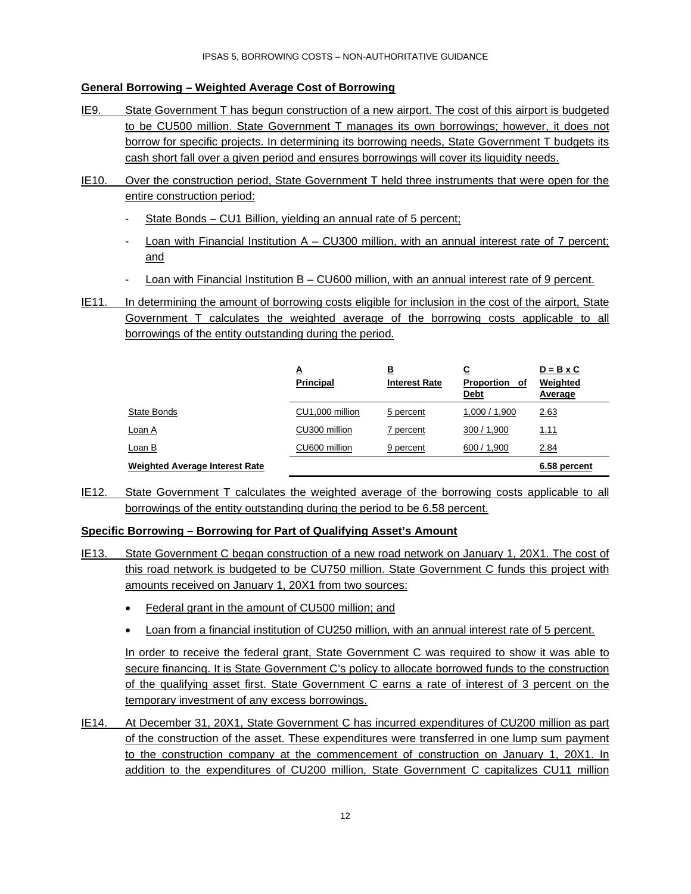**General Borrowing – Weighted Average Cost of Borrowing**

IE9. State Government T has begun construction of a new airport. The cost of this airport is budgeted to be CU500 million. State Government T manages its own borrowings; however, it does not borrow for specific projects. In determining its borrowing needs, State Government T budgets its cash short fall over a given period and ensures borrowings will cover its liquidity needs.

IE10. Over the construction period, State Government T held three instruments that were open for the entire construction period:

- State Bonds – CU1 Billion, yielding an annual rate of 5 percent;
- Loan with Financial Institution A – CU300 million, with an annual interest rate of 7 percent; and
- Loan with Financial Institution B – CU600 million, with an annual interest rate of 9 percent.

IE11. In determining the amount of borrowing costs eligible for inclusion in the cost of the airport, State Government T calculates the weighted average of the borrowing costs applicable to all borrowings of the entity outstanding during the period.

| | A<br>Principal | B<br>Interest Rate | C<br>Proportion of Debt | D = B x C<br>Weighted Average |
|---|---|---|---|---|
| State Bonds | CU1,000 million | 5 percent | 1,000 / 1,900 | 2.63 |
| Loan A | CU300 million | 7 percent | 300 / 1,900 | 1.11 |
| Loan B | CU600 million | 9 percent | 600 / 1,900 | 2.84 |
| **Weighted Average Interest Rate** | | | | **6.58 percent** |

IE12. State Government T calculates the weighted average of the borrowing costs applicable to all borrowings of the entity outstanding during the period to be 6.58 percent.

**Specific Borrowing – Borrowing for Part of Qualifying Asset's Amount**

IE13. State Government C began construction of a new road network on January 1, 20X1. The cost of this road network is budgeted to be CU750 million. State Government C funds this project with amounts received on January 1, 20X1 from two sources:

- Federal grant in the amount of CU500 million; and
- Loan from a financial institution of CU250 million, with an annual interest rate of 5 percent.

In order to receive the federal grant, State Government C was required to show it was able to secure financing. It is State Government C's policy to allocate borrowed funds to the construction of the qualifying asset first. State Government C earns a rate of interest of 3 percent on the temporary investment of any excess borrowings.

IE14. At December 31, 20X1, State Government C has incurred expenditures of CU200 million as part of the construction of the asset. These expenditures were transferred in one lump sum payment to the construction company at the commencement of construction on January 1, 20X1. In addition to the expenditures of CU200 million, State Government C capitalizes CU11 million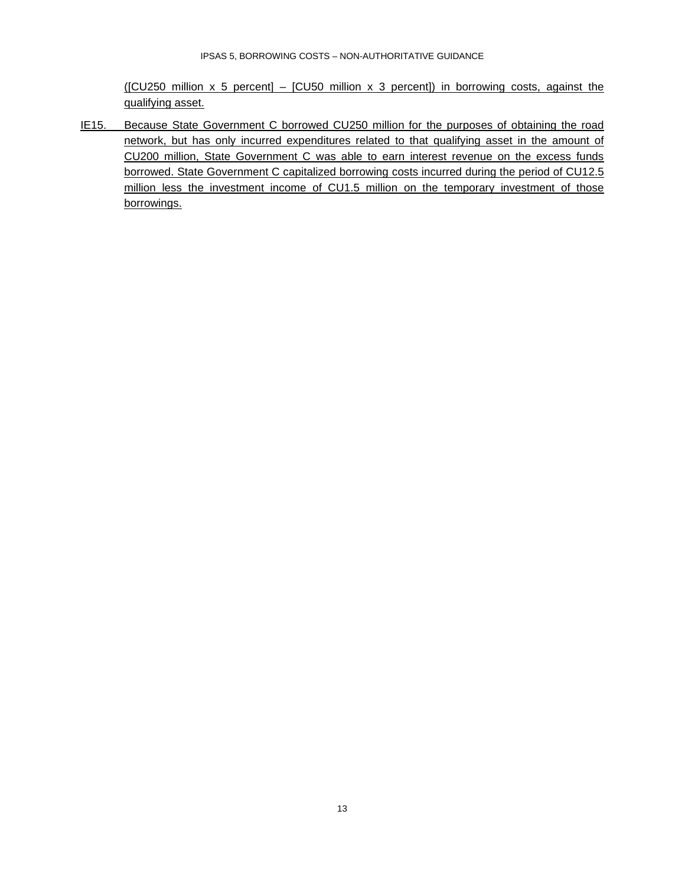([CU250 million x 5 percent] – [CU50 million x 3 percent]) in borrowing costs, against the qualifying asset.

IE15. Because State Government C borrowed CU250 million for the purposes of obtaining the road network, but has only incurred expenditures related to that qualifying asset in the amount of CU200 million, State Government C was able to earn interest revenue on the excess funds borrowed. State Government C capitalized borrowing costs incurred during the period of CU12.5 million less the investment income of CU1.5 million on the temporary investment of those borrowings.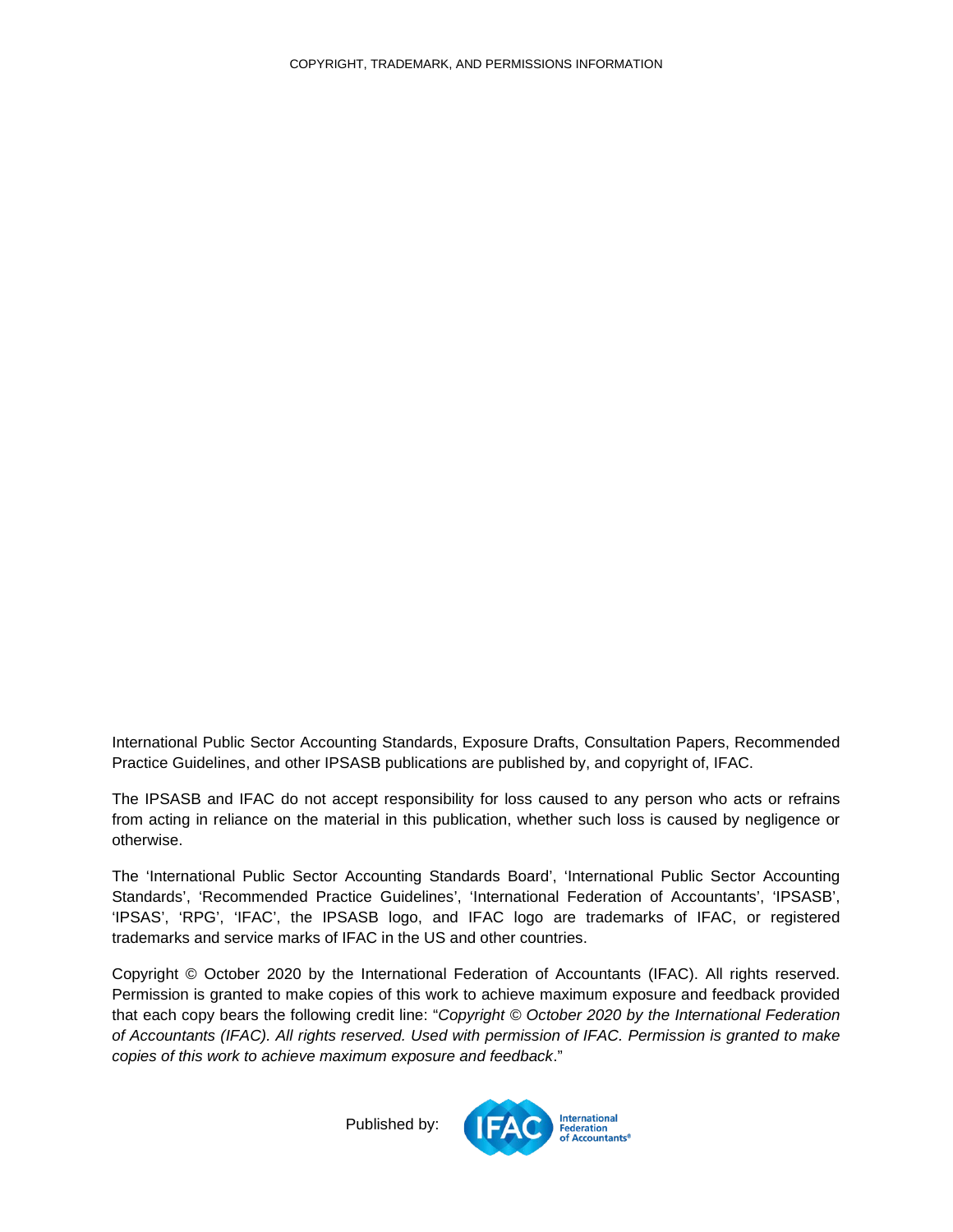COPYRIGHT, TRADEMARK, AND PERMISSIONS INFORMATION

International Public Sector Accounting Standards, Exposure Drafts, Consultation Papers, Recommended Practice Guidelines, and other IPSASB publications are published by, and copyright of, IFAC.

The IPSASB and IFAC do not accept responsibility for loss caused to any person who acts or refrains from acting in reliance on the material in this publication, whether such loss is caused by negligence or otherwise.

The 'International Public Sector Accounting Standards Board', 'International Public Sector Accounting Standards', 'Recommended Practice Guidelines', 'International Federation of Accountants', 'IPSASB', 'IPSAS', 'RPG', 'IFAC', the IPSASB logo, and IFAC logo are trademarks of IFAC, or registered trademarks and service marks of IFAC in the US and other countries.

Copyright © October 2020 by the International Federation of Accountants (IFAC). All rights reserved. Permission is granted to make copies of this work to achieve maximum exposure and feedback provided that each copy bears the following credit line: "*Copyright © October 2020 by the International Federation of Accountants (IFAC). All rights reserved. Used with permission of IFAC. Permission is granted to make copies of this work to achieve maximum exposure and feedback*."

Published by: IFAC International Federation of Accountants®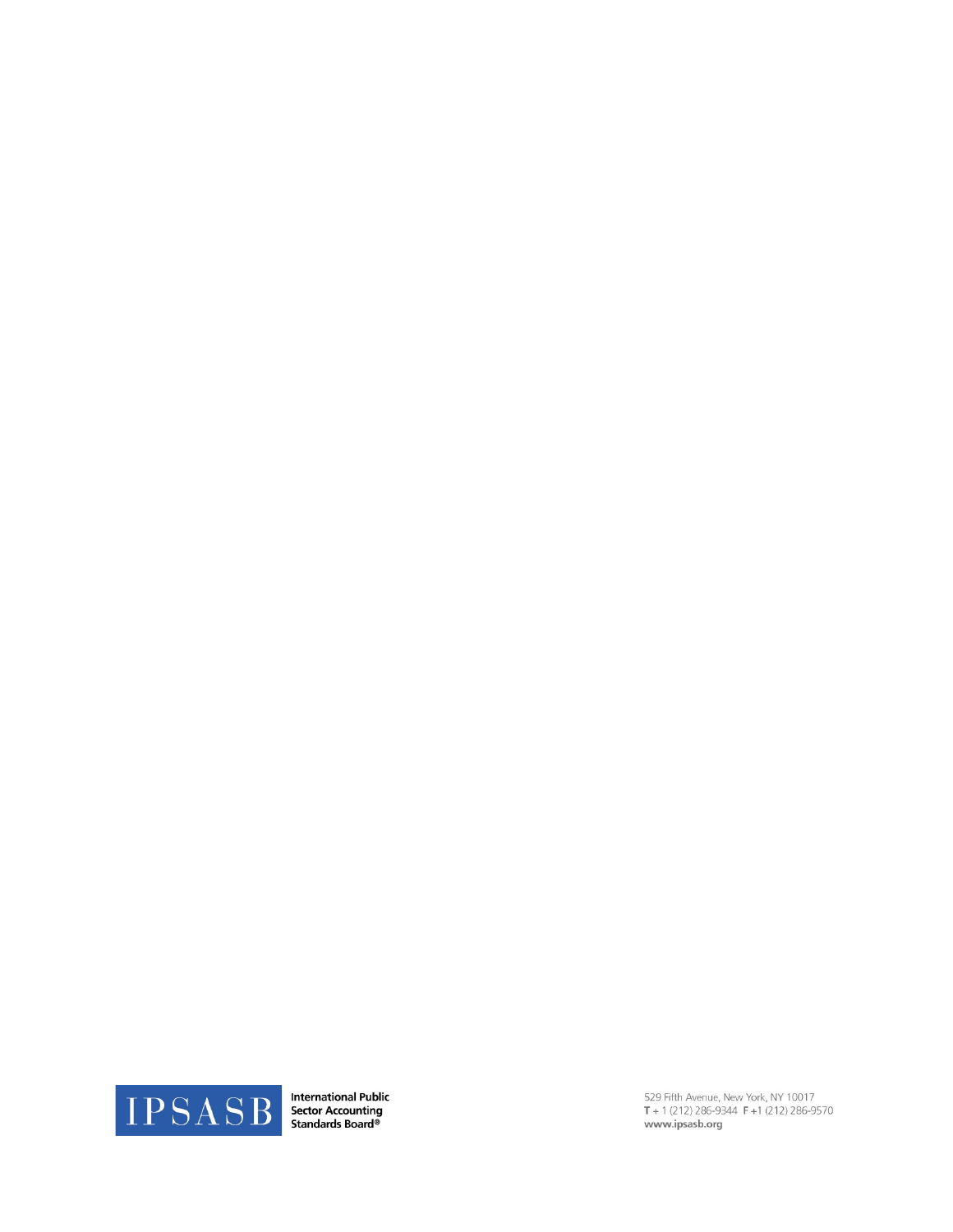IPSASB International Public Sector Accounting Standards Board®

529 Fifth Avenue, New York, NY 10017
**T** + 1 (212) 286-9344 **F** +1 (212) 286-9570
**www.ipsasb.org**